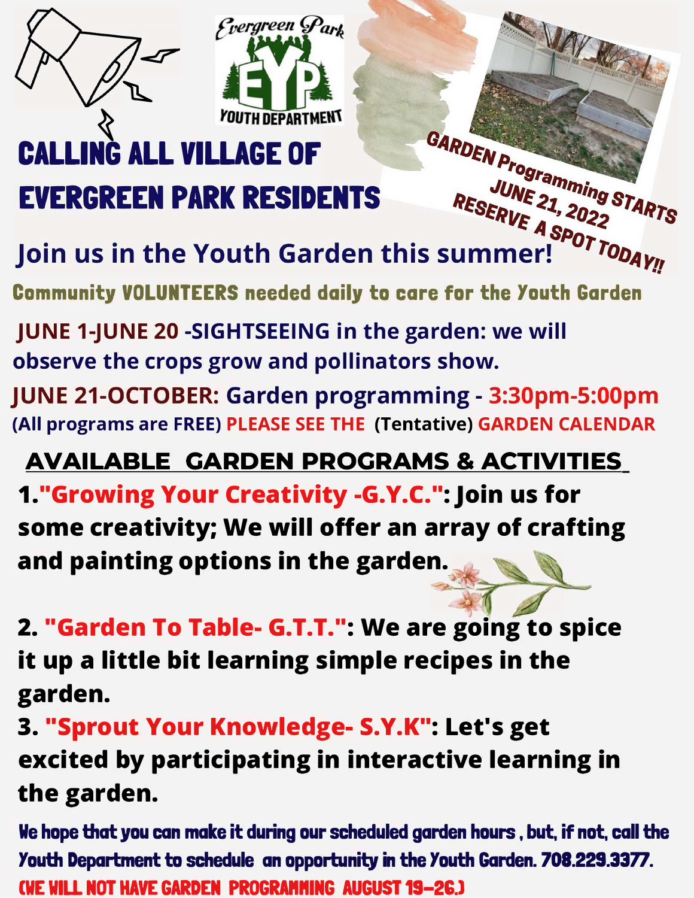Evergreen Park

EYP

YOUTH DEPARTMENT

# CALLING ALL VILLAGE OF EVERGREEN PARK RESIDENTS

**GARDEN Programming STARTS JUNE 21, 2022**
**RESERVE A SPOT TODAY!!**

## Join us in the Youth Garden this summer!

**Community VOLUNTEERS needed daily to care for the Youth Garden**

**JUNE 1-JUNE 20 -SIGHTSEEING in the garden: we will observe the crops grow and pollinators show.**

**JUNE 21-OCTOBER: Garden programming - 3:30pm-5:00pm**
**(All programs are FREE) PLEASE SEE THE (Tentative) GARDEN CALENDAR**

## AVAILABLE GARDEN PROGRAMS & ACTIVITIES

1. **"Growing Your Creativity -G.Y.C.": Join us for some creativity; We will offer an array of crafting and painting options in the garden.**

2. **"Garden To Table- G.T.T.": We are going to spice it up a little bit learning simple recipes in the garden.**
3. **"Sprout Your Knowledge- S.Y.K": Let's get excited by participating in interactive learning in the garden.**

We hope that you can make it during our scheduled garden hours , but, if not, call the Youth Department to schedule an opportunity in the Youth Garden. 708.229.3377.

(WE WILL NOT HAVE GARDEN PROGRAMMING AUGUST 19-26.)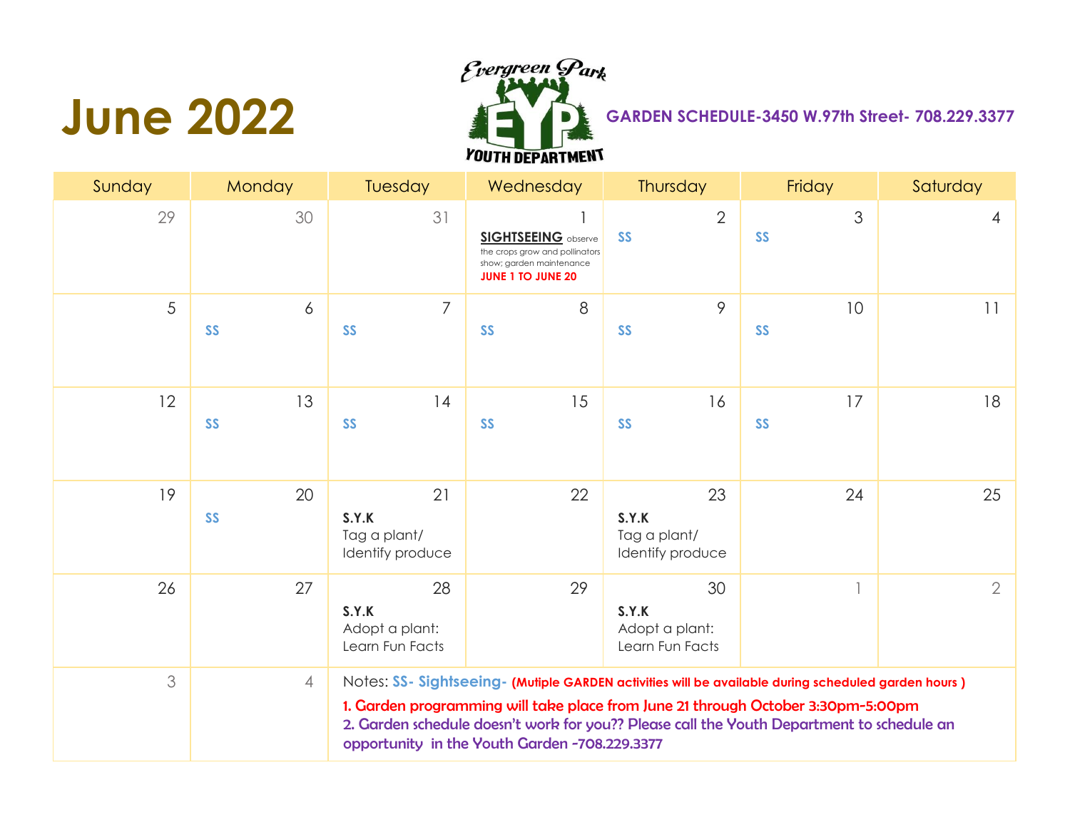# June 2022

Evergreen Park EYP Youth Department

**GARDEN SCHEDULE-3450 W.97th Street- 708.229.3377**

| Sunday | Monday | Tuesday | Wednesday | Thursday | Friday | Saturday |
|---|---|---|---|---|---|---|
| 29 | 30 | 31 | 1 **SIGHTSEEING** observe the crops grow and pollinators show; garden maintenance **JUNE 1 TO JUNE 20** | 2 SS | 3 SS | 4 |
| 5 | 6 SS | 7 SS | 8 SS | 9 SS | 10 SS | 11 |
| 12 | 13 SS | 14 SS | 15 SS | 16 SS | 17 SS | 18 |
| 19 | 20 SS | 21 **S.Y.K** Tag a plant/ Identify produce | 22 | 23 **S.Y.K** Tag a plant/ Identify produce | 24 | 25 |
| 26 | 27 | 28 **S.Y.K** Adopt a plant: Learn Fun Facts | 29 | 30 **S.Y.K** Adopt a plant: Learn Fun Facts | 1 | 2 |
| 3 | 4 | Notes: SS- Sightseeing- **(Mutiple GARDEN activities will be available during scheduled garden hours )** 1. Garden programming will take place from June 21 through October 3:30pm-5:00pm 2. Garden schedule doesn't work for you?? Please call the Youth Department to schedule an opportunity in the Youth Garden -708.229.3377 | | | | |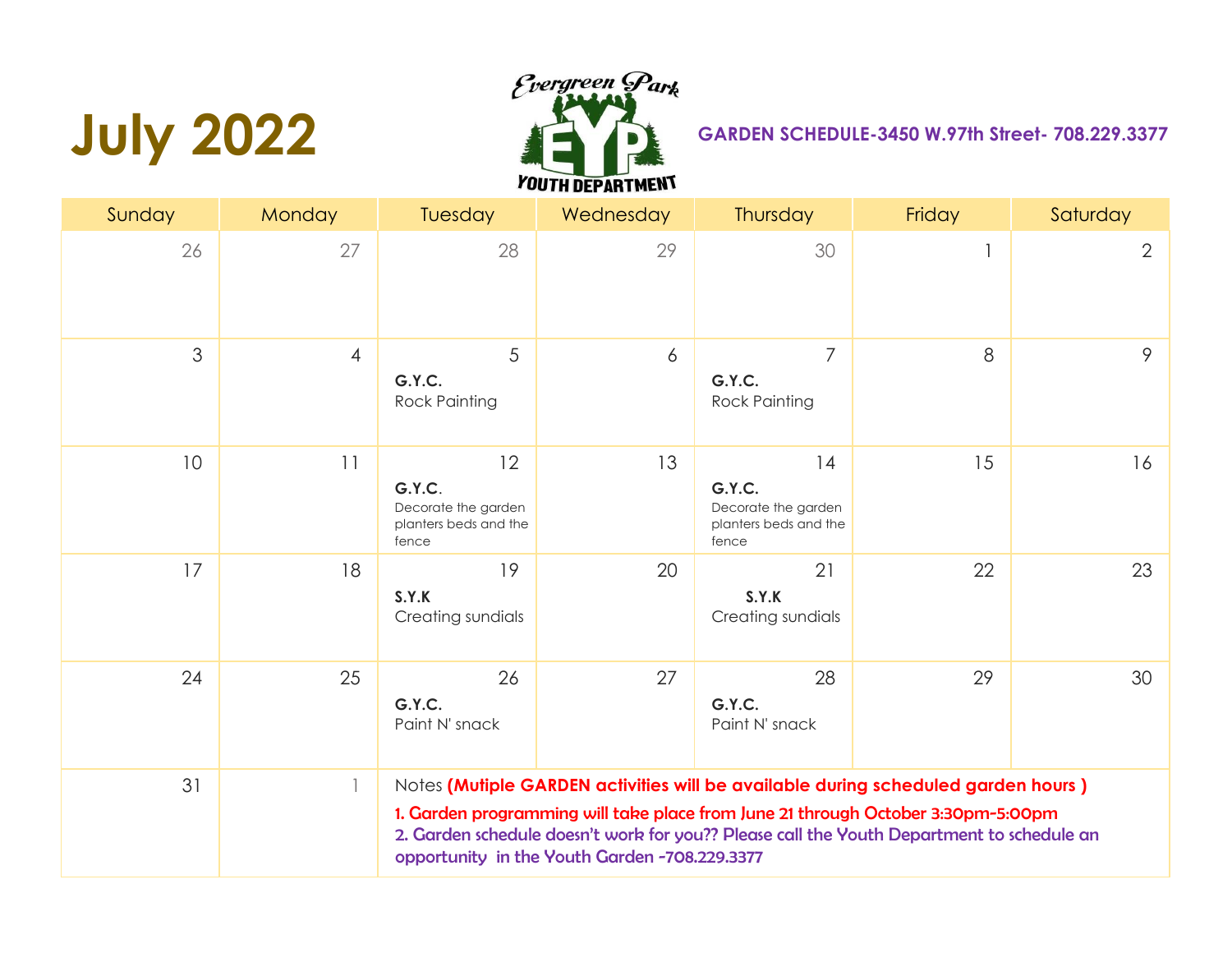# July 2022

Evergreen Park EYP YOUTH DEPARTMENT

**GARDEN SCHEDULE-3450 W.97th Street- 708.229.3377**

| Sunday | Monday | Tuesday | Wednesday | Thursday | Friday | Saturday |
|---|---|---|---|---|---|---|
| 26 | 27 | 28 | 29 | 30 | 1 | 2 |
| 3 | 4 | 5 **G.Y.C.** Rock Painting | 6 | 7 **G.Y.C.** Rock Painting | 8 | 9 |
| 10 | 11 | 12 **G.Y.C**. Decorate the garden planters beds and the fence | 13 | 14 **G.Y.C.** Decorate the garden planters beds and the fence | 15 | 16 |
| 17 | 18 | 19 **S.Y.K** Creating sundials | 20 | 21 **S.Y.K** Creating sundials | 22 | 23 |
| 24 | 25 | 26 **G.Y.C.** Paint N' snack | 27 | 28 **G.Y.C.** Paint N' snack | 29 | 30 |
| 31 | 1 | | | | | |

Notes **(Mutiple GARDEN activities will be available during scheduled garden hours )**

1. Garden programming will take place from June 21 through October 3:30pm-5:00pm
2. Garden schedule doesn't work for you?? Please call the Youth Department to schedule an opportunity in the Youth Garden -708.229.3377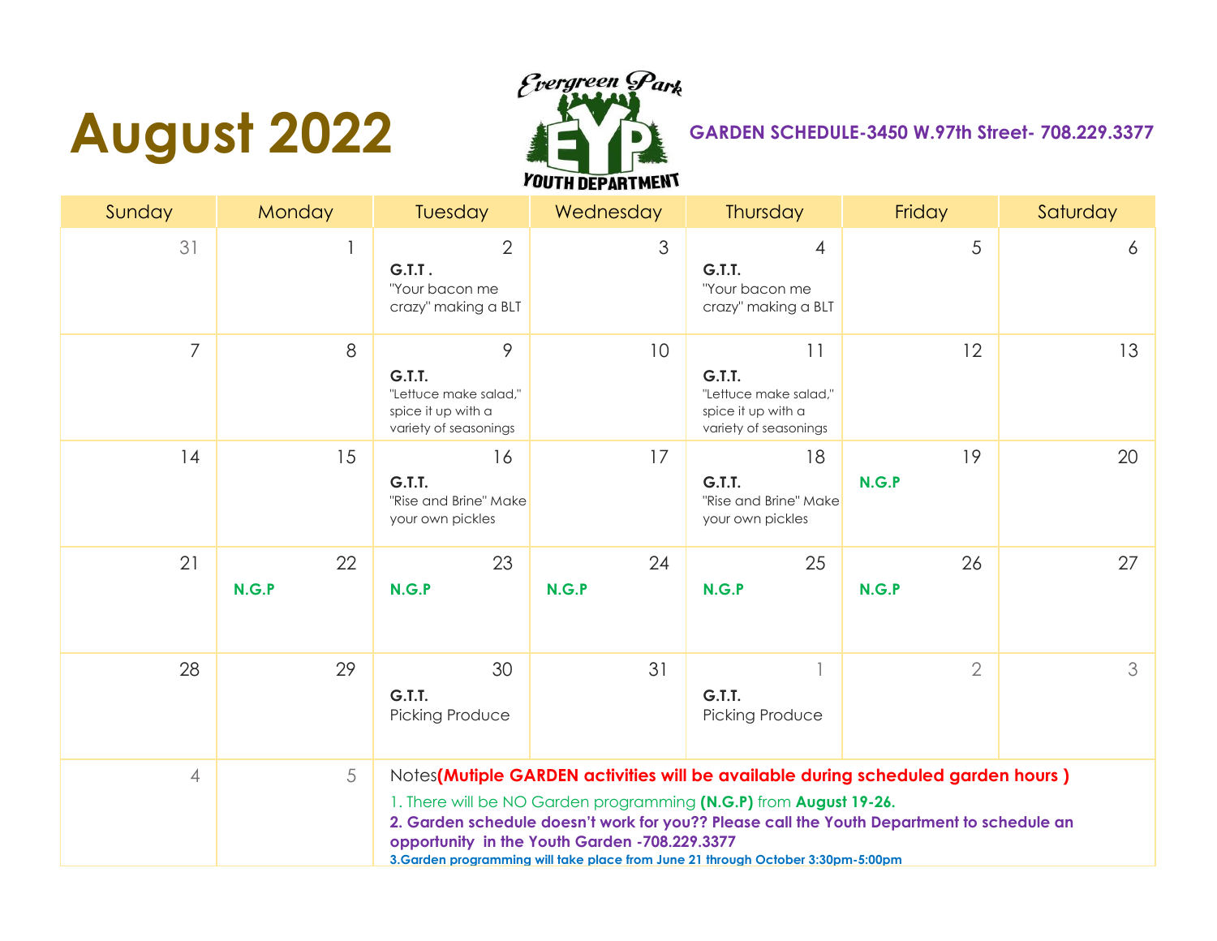# August 2022

Evergreen Park EYP YOUTH DEPARTMENT

**GARDEN SCHEDULE-3450 W.97th Street- 708.229.3377**

| Sunday | Monday | Tuesday | Wednesday | Thursday | Friday | Saturday |
|---|---|---|---|---|---|---|
| 31 | 1 | 2 **G.T.T .** "Your bacon me crazy" making a BLT | 3 | 4 **G.T.T.** "Your bacon me crazy" making a BLT | 5 | 6 |
| 7 | 8 | 9 **G.T.T.** "Lettuce make salad," spice it up with a variety of seasonings | 10 | 11 **G.T.T.** "Lettuce make salad," spice it up with a variety of seasonings | 12 | 13 |
| 14 | 15 | 16 **G.T.T.** "Rise and Brine" Make your own pickles | 17 | 18 **G.T.T.** "Rise and Brine" Make your own pickles | 19 **N.G.P** | 20 |
| 21 | 22 **N.G.P** | 23 **N.G.P** | 24 **N.G.P** | 25 **N.G.P** | 26 **N.G.P** | 27 |
| 28 | 29 | 30 **G.T.T.** Picking Produce | 31 | 1 **G.T.T.** Picking Produce | 2 | 3 |
| 4 | 5 | | | | | |

Notes**(Mutiple GARDEN activities will be available during scheduled garden hours )**

1. There will be NO Garden programming **(N.G.P)** from **August 19-26.**

**2. Garden schedule doesn't work for you?? Please call the Youth Department to schedule an opportunity in the Youth Garden -708.229.3377**

**3.Garden programming will take place from June 21 through October 3:30pm-5:00pm**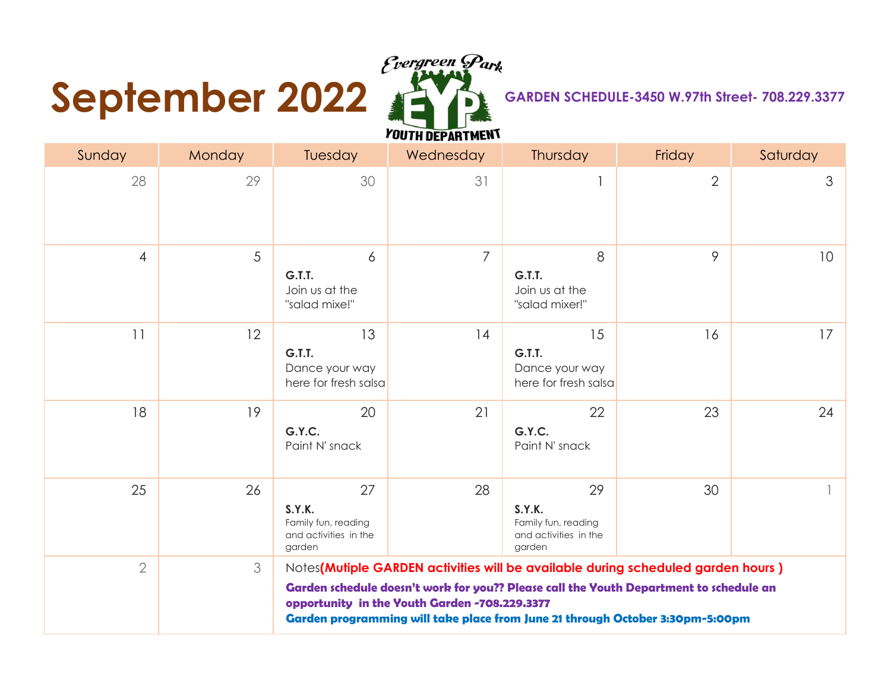# September 2022

Evergreen Park EYP YOUTH DEPARTMENT

**GARDEN SCHEDULE-3450 W.97th Street- 708.229.3377**

| Sunday | Monday | Tuesday | Wednesday | Thursday | Friday | Saturday |
|---|---|---|---|---|---|---|
| 28 | 29 | 30 | 31 | 1 | 2 | 3 |
| 4 | 5 | 6 **G.T.T.** Join us at the "salad mixe!" | 7 | 8 **G.T.T.** Join us at the "salad mixer!" | 9 | 10 |
| 11 | 12 | 13 **G.T.T.** Dance your way here for fresh salsa | 14 | 15 **G.T.T.** Dance your way here for fresh salsa | 16 | 17 |
| 18 | 19 | 20 **G.Y.C.** Paint N' snack | 21 | 22 **G.Y.C.** Paint N' snack | 23 | 24 |
| 25 | 26 | 27 **S.Y.K.** Family fun, reading and activities in the garden | 28 | 29 **S.Y.K.** Family fun, reading and activities in the garden | 30 | 1 |
| 2 | 3 | Notes**(Mutiple GARDEN activities will be available during scheduled garden hours )** **Garden schedule doesn't work for you?? Please call the Youth Department to schedule an opportunity in the Youth Garden -708.229.3377** **Garden programming will take place from June 21 through October 3:30pm-5:00pm** | | | | |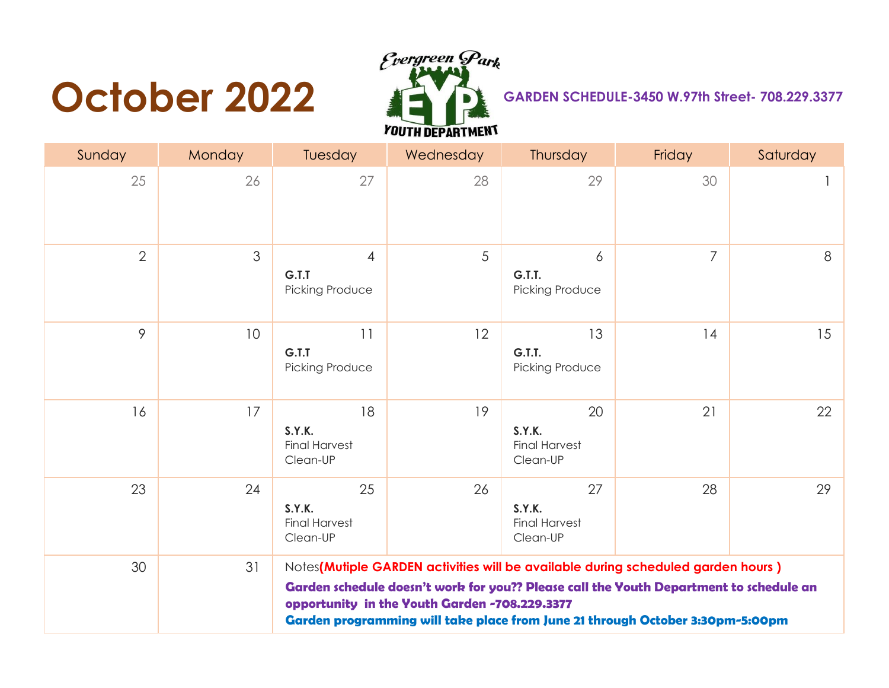# October 2022

Evergreen Park EYP YOUTH DEPARTMENT

**GARDEN SCHEDULE-3450 W.97th Street- 708.229.3377**

| Sunday | Monday | Tuesday | Wednesday | Thursday | Friday | Saturday |
|---|---|---|---|---|---|---|
| 25 | 26 | 27 | 28 | 29 | 30 | 1 |
| 2 | 3 | 4 **G.T.T** Picking Produce | 5 | 6 **G.T.T.** Picking Produce | 7 | 8 |
| 9 | 10 | 11 **G.T.T** Picking Produce | 12 | 13 **G.T.T.** Picking Produce | 14 | 15 |
| 16 | 17 | 18 **S.Y.K.** Final Harvest Clean-UP | 19 | 20 **S.Y.K.** Final Harvest Clean-UP | 21 | 22 |
| 23 | 24 | 25 **S.Y.K.** Final Harvest Clean-UP | 26 | 27 **S.Y.K.** Final Harvest Clean-UP | 28 | 29 |
| 30 | 31 | Notes**(Mutiple GARDEN activities will be available during scheduled garden hours )** **Garden schedule doesn't work for you?? Please call the Youth Department to schedule an opportunity in the Youth Garden -708.229.3377** **Garden programming will take place from June 21 through October 3:30pm-5:00pm** | | | | |